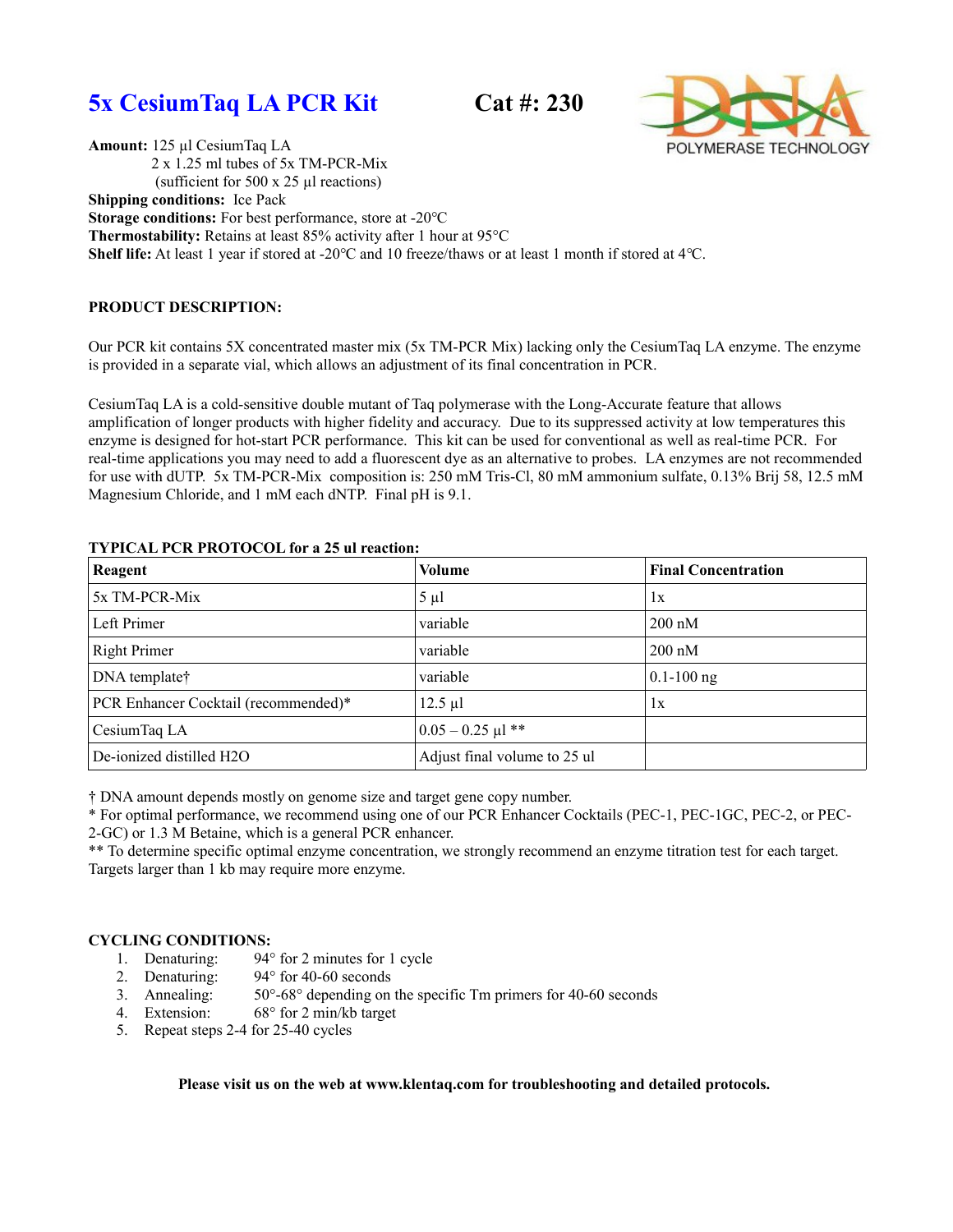# 5x CesiumTaq LA PCR Kit Cat #: 230

**Amount:** 125 µl CesiumTaq LA
2 x 1.25 ml tubes of 5x TM-PCR-Mix
(sufficient for 500 x 25 µl reactions)
**Shipping conditions:** Ice Pack
**Storage conditions:** For best performance, store at -20°C
**Thermostability:** Retains at least 85% activity after 1 hour at 95°C
**Shelf life:** At least 1 year if stored at -20°C and 10 freeze/thaws or at least 1 month if stored at 4°C.

**PRODUCT DESCRIPTION:**

Our PCR kit contains 5X concentrated master mix (5x TM-PCR Mix) lacking only the CesiumTaq LA enzyme. The enzyme is provided in a separate vial, which allows an adjustment of its final concentration in PCR.

CesiumTaq LA is a cold-sensitive double mutant of Taq polymerase with the Long-Accurate feature that allows amplification of longer products with higher fidelity and accuracy. Due to its suppressed activity at low temperatures this enzyme is designed for hot-start PCR performance. This kit can be used for conventional as well as real-time PCR. For real-time applications you may need to add a fluorescent dye as an alternative to probes. LA enzymes are not recommended for use with dUTP. 5x TM-PCR-Mix composition is: 250 mM Tris-Cl, 80 mM ammonium sulfate, 0.13% Brij 58, 12.5 mM Magnesium Chloride, and 1 mM each dNTP. Final pH is 9.1.

**TYPICAL PCR PROTOCOL for a 25 ul reaction:**

| Reagent | Volume | Final Concentration |
|---|---|---|
| 5x TM-PCR-Mix | 5 µl | 1x |
| Left Primer | variable | 200 nM |
| Right Primer | variable | 200 nM |
| DNA template† | variable | 0.1-100 ng |
| PCR Enhancer Cocktail (recommended)* | 12.5 µl | 1x |
| CesiumTaq LA | 0.05 – 0.25 µl ** | |
| De-ionized distilled H2O | Adjust final volume to 25 ul | |

† DNA amount depends mostly on genome size and target gene copy number.
* For optimal performance, we recommend using one of our PCR Enhancer Cocktails (PEC-1, PEC-1GC, PEC-2, or PEC-2-GC) or 1.3 M Betaine, which is a general PCR enhancer.
** To determine specific optimal enzyme concentration, we strongly recommend an enzyme titration test for each target. Targets larger than 1 kb may require more enzyme.

**CYCLING CONDITIONS:**

1. Denaturing: 94° for 2 minutes for 1 cycle
2. Denaturing: 94° for 40-60 seconds
3. Annealing: 50°-68° depending on the specific Tm primers for 40-60 seconds
4. Extension: 68° for 2 min/kb target
5. Repeat steps 2-4 for 25-40 cycles

**Please visit us on the web at www.klentaq.com for troubleshooting and detailed protocols.**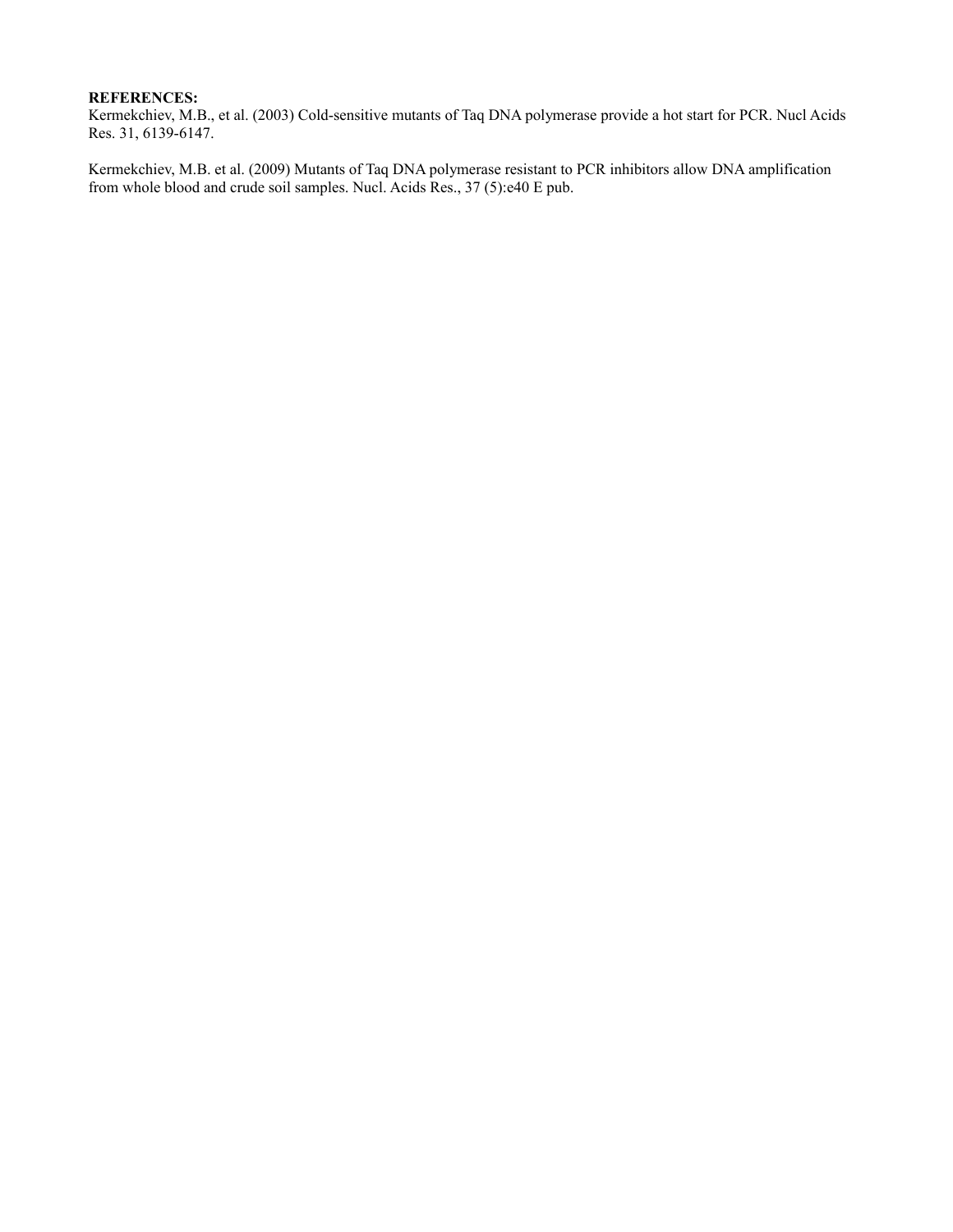**REFERENCES:**

Kermekchiev, M.B., et al. (2003) Cold-sensitive mutants of Taq DNA polymerase provide a hot start for PCR. Nucl Acids Res. 31, 6139-6147.

Kermekchiev, M.B. et al. (2009) Mutants of Taq DNA polymerase resistant to PCR inhibitors allow DNA amplification from whole blood and crude soil samples. Nucl. Acids Res., 37 (5):e40 E pub.